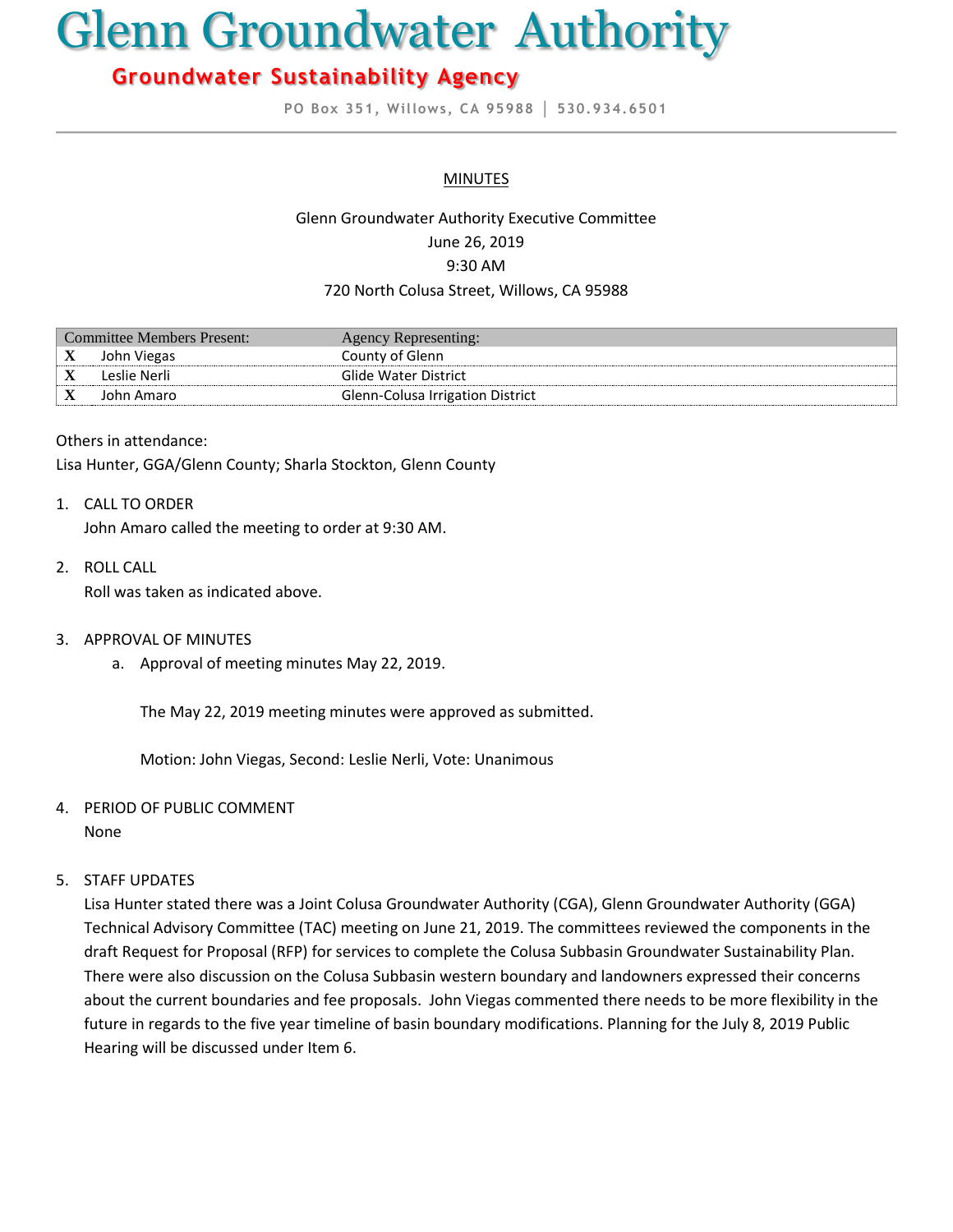# Glenn Groundwater Authority

## Groundwater Sustainability Agency

PO Box 351, Willows, CA 95988 | 530.934.6501

MINUTES

Glenn Groundwater Authority Executive Committee
June 26, 2019
9:30 AM
720 North Colusa Street, Willows, CA 95988

| | Committee Members Present: | Agency Representing: |
|---|---|---|
| X | John Viegas | County of Glenn |
| X | Leslie Nerli | Glide Water District |
| X | John Amaro | Glenn-Colusa Irrigation District |

Others in attendance:
Lisa Hunter, GGA/Glenn County; Sharla Stockton, Glenn County

1. CALL TO ORDER
   John Amaro called the meeting to order at 9:30 AM.

2. ROLL CALL
   Roll was taken as indicated above.

3. APPROVAL OF MINUTES
   a. Approval of meeting minutes May 22, 2019.

      The May 22, 2019 meeting minutes were approved as submitted.

      Motion: John Viegas, Second: Leslie Nerli, Vote: Unanimous

4. PERIOD OF PUBLIC COMMENT
   None

5. STAFF UPDATES
   Lisa Hunter stated there was a Joint Colusa Groundwater Authority (CGA), Glenn Groundwater Authority (GGA) Technical Advisory Committee (TAC) meeting on June 21, 2019. The committees reviewed the components in the draft Request for Proposal (RFP) for services to complete the Colusa Subbasin Groundwater Sustainability Plan. There were also discussion on the Colusa Subbasin western boundary and landowners expressed their concerns about the current boundaries and fee proposals. John Viegas commented there needs to be more flexibility in the future in regards to the five year timeline of basin boundary modifications. Planning for the July 8, 2019 Public Hearing will be discussed under Item 6.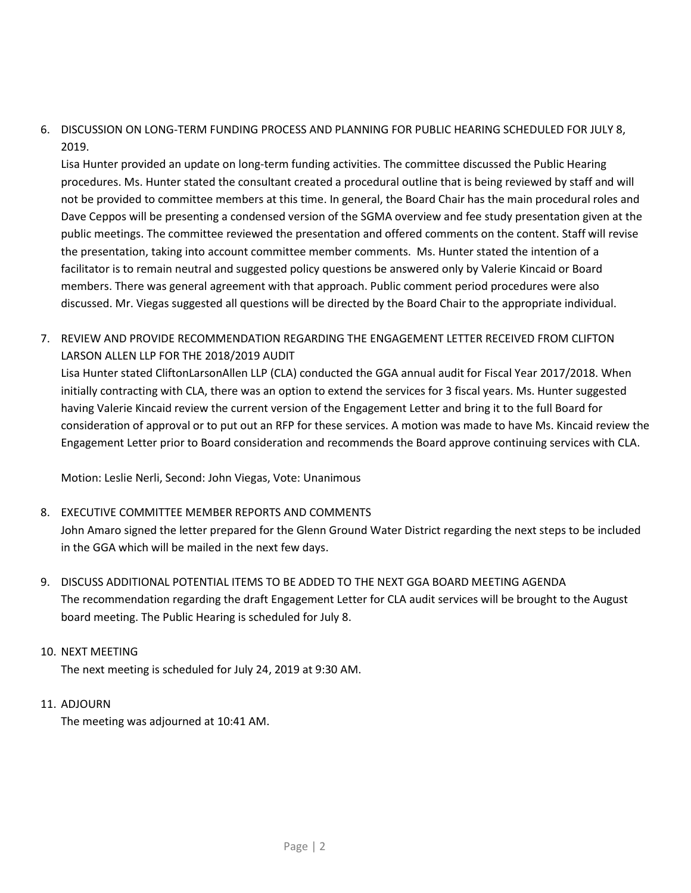6. DISCUSSION ON LONG-TERM FUNDING PROCESS AND PLANNING FOR PUBLIC HEARING SCHEDULED FOR JULY 8, 2019.

   Lisa Hunter provided an update on long-term funding activities. The committee discussed the Public Hearing procedures. Ms. Hunter stated the consultant created a procedural outline that is being reviewed by staff and will not be provided to committee members at this time. In general, the Board Chair has the main procedural roles and Dave Ceppos will be presenting a condensed version of the SGMA overview and fee study presentation given at the public meetings. The committee reviewed the presentation and offered comments on the content. Staff will revise the presentation, taking into account committee member comments. Ms. Hunter stated the intention of a facilitator is to remain neutral and suggested policy questions be answered only by Valerie Kincaid or Board members. There was general agreement with that approach. Public comment period procedures were also discussed. Mr. Viegas suggested all questions will be directed by the Board Chair to the appropriate individual.

7. REVIEW AND PROVIDE RECOMMENDATION REGARDING THE ENGAGEMENT LETTER RECEIVED FROM CLIFTON LARSON ALLEN LLP FOR THE 2018/2019 AUDIT

   Lisa Hunter stated CliftonLarsonAllen LLP (CLA) conducted the GGA annual audit for Fiscal Year 2017/2018. When initially contracting with CLA, there was an option to extend the services for 3 fiscal years. Ms. Hunter suggested having Valerie Kincaid review the current version of the Engagement Letter and bring it to the full Board for consideration of approval or to put out an RFP for these services. A motion was made to have Ms. Kincaid review the Engagement Letter prior to Board consideration and recommends the Board approve continuing services with CLA.

   Motion: Leslie Nerli, Second: John Viegas, Vote: Unanimous

8. EXECUTIVE COMMITTEE MEMBER REPORTS AND COMMENTS

   John Amaro signed the letter prepared for the Glenn Ground Water District regarding the next steps to be included in the GGA which will be mailed in the next few days.

9. DISCUSS ADDITIONAL POTENTIAL ITEMS TO BE ADDED TO THE NEXT GGA BOARD MEETING AGENDA

   The recommendation regarding the draft Engagement Letter for CLA audit services will be brought to the August board meeting. The Public Hearing is scheduled for July 8.

10. NEXT MEETING

    The next meeting is scheduled for July 24, 2019 at 9:30 AM.

11. ADJOURN

    The meeting was adjourned at 10:41 AM.